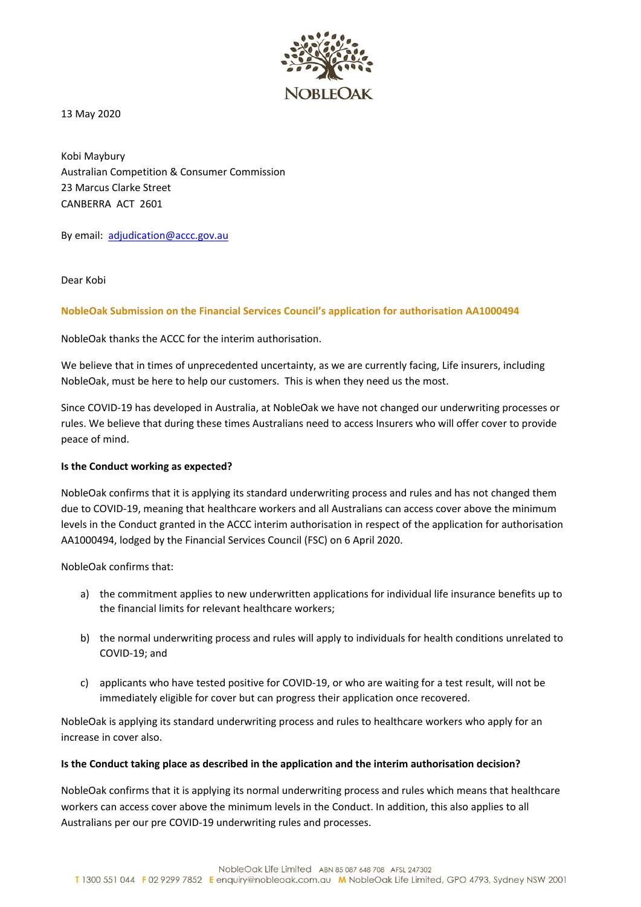NOBLEOAK

13 May 2020

Kobi Maybury
Australian Competition & Consumer Commission
23 Marcus Clarke Street
CANBERRA ACT 2601

By email: adjudication@accc.gov.au

Dear Kobi

**NobleOak Submission on the Financial Services Council's application for authorisation AA1000494**

NobleOak thanks the ACCC for the interim authorisation.

We believe that in times of unprecedented uncertainty, as we are currently facing, Life insurers, including NobleOak, must be here to help our customers. This is when they need us the most.

Since COVID-19 has developed in Australia, at NobleOak we have not changed our underwriting processes or rules. We believe that during these times Australians need to access Insurers who will offer cover to provide peace of mind.

**Is the Conduct working as expected?**

NobleOak confirms that it is applying its standard underwriting process and rules and has not changed them due to COVID-19, meaning that healthcare workers and all Australians can access cover above the minimum levels in the Conduct granted in the ACCC interim authorisation in respect of the application for authorisation AA1000494, lodged by the Financial Services Council (FSC) on 6 April 2020.

NobleOak confirms that:

a) the commitment applies to new underwritten applications for individual life insurance benefits up to the financial limits for relevant healthcare workers;

b) the normal underwriting process and rules will apply to individuals for health conditions unrelated to COVID-19; and

c) applicants who have tested positive for COVID-19, or who are waiting for a test result, will not be immediately eligible for cover but can progress their application once recovered.

NobleOak is applying its standard underwriting process and rules to healthcare workers who apply for an increase in cover also.

**Is the Conduct taking place as described in the application and the interim authorisation decision?**

NobleOak confirms that it is applying its normal underwriting process and rules which means that healthcare workers can access cover above the minimum levels in the Conduct. In addition, this also applies to all Australians per our pre COVID-19 underwriting rules and processes.

NobleOak Life Limited ABN 85 087 648 708 AFSL 247302
T 1300 551 044 F 02 9299 7852 E enquiry@nobleoak.com.au M NobleOak Life Limited, GPO 4793, Sydney NSW 2001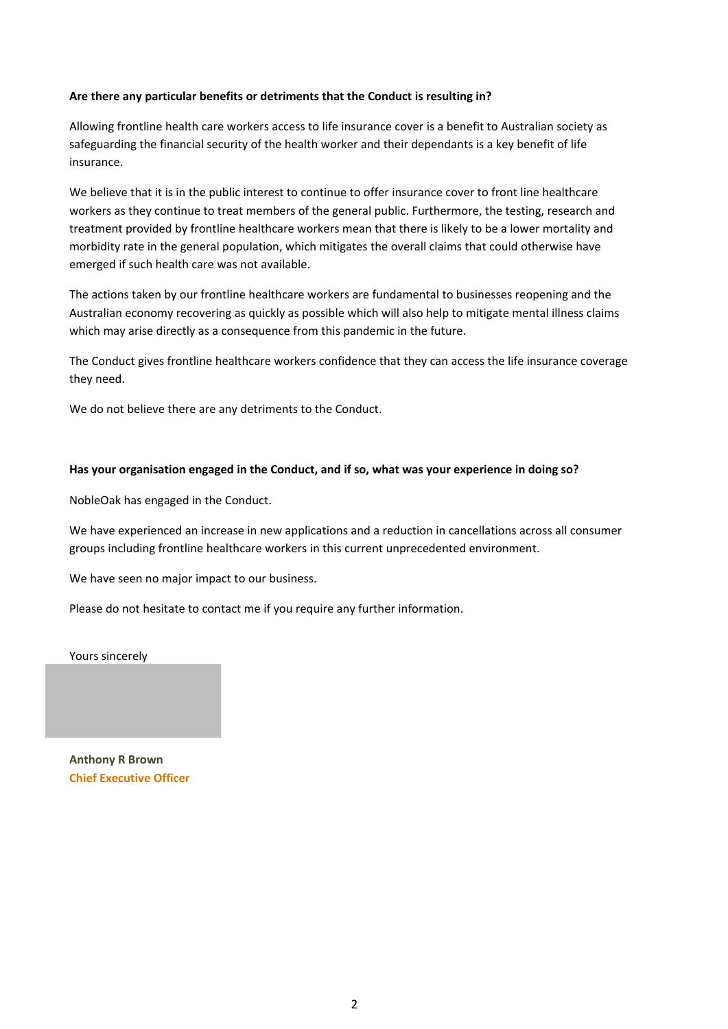**Are there any particular benefits or detriments that the Conduct is resulting in?**

Allowing frontline health care workers access to life insurance cover is a benefit to Australian society as safeguarding the financial security of the health worker and their dependants is a key benefit of life insurance.

We believe that it is in the public interest to continue to offer insurance cover to front line healthcare workers as they continue to treat members of the general public. Furthermore, the testing, research and treatment provided by frontline healthcare workers mean that there is likely to be a lower mortality and morbidity rate in the general population, which mitigates the overall claims that could otherwise have emerged if such health care was not available.

The actions taken by our frontline healthcare workers are fundamental to businesses reopening and the Australian economy recovering as quickly as possible which will also help to mitigate mental illness claims which may arise directly as a consequence from this pandemic in the future.

The Conduct gives frontline healthcare workers confidence that they can access the life insurance coverage they need.

We do not believe there are any detriments to the Conduct.

**Has your organisation engaged in the Conduct, and if so, what was your experience in doing so?**

NobleOak has engaged in the Conduct.

We have experienced an increase in new applications and a reduction in cancellations across all consumer groups including frontline healthcare workers in this current unprecedented environment.

We have seen no major impact to our business.

Please do not hesitate to contact me if you require any further information.

Yours sincerely

**Anthony R Brown**
**Chief Executive Officer**